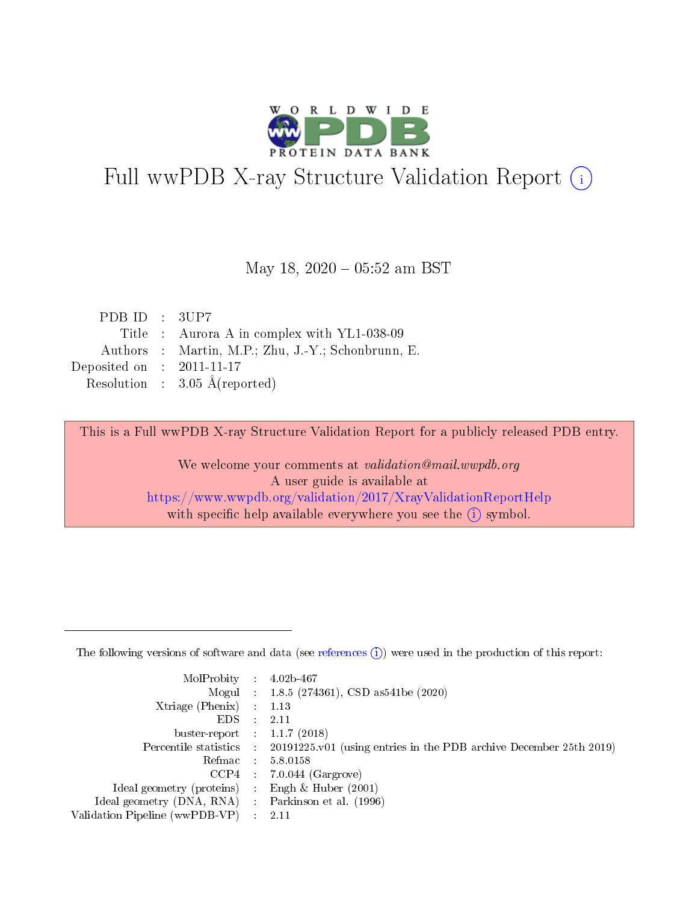# Full wwPDB X-ray Structure Validation Report (i)

May 18, 2020 – 05:52 am BST

| | | |
|---|---|---|
| PDB ID | : | 3UP7 |
| Title | : | Aurora A in complex with YL1-038-09 |
| Authors | : | Martin, M.P.; Zhu, J.-Y.; Schonbrunn, E. |
| Deposited on | : | 2011-11-17 |
| Resolution | : | 3.05 Å(reported) |

This is a Full wwPDB X-ray Structure Validation Report for a publicly released PDB entry.

We welcome your comments at *validation@mail.wwpdb.org*
A user guide is available at
https://www.wwpdb.org/validation/2017/XrayValidationReportHelp
with specific help available everywhere you see the (i) symbol.

The following versions of software and data (see references (i)) were used in the production of this report:

| | | |
|---|---|---|
| MolProbity | : | 4.02b-467 |
| Mogul | : | 1.8.5 (274361), CSD as541be (2020) |
| Xtriage (Phenix) | : | 1.13 |
| EDS | : | 2.11 |
| buster-report | : | 1.1.7 (2018) |
| Percentile statistics | : | 20191225.v01 (using entries in the PDB archive December 25th 2019) |
| Refmac | : | 5.8.0158 |
| CCP4 | : | 7.0.044 (Gargrove) |
| Ideal geometry (proteins) | : | Engh & Huber (2001) |
| Ideal geometry (DNA, RNA) | : | Parkinson et al. (1996) |
| Validation Pipeline (wwPDB-VP) | : | 2.11 |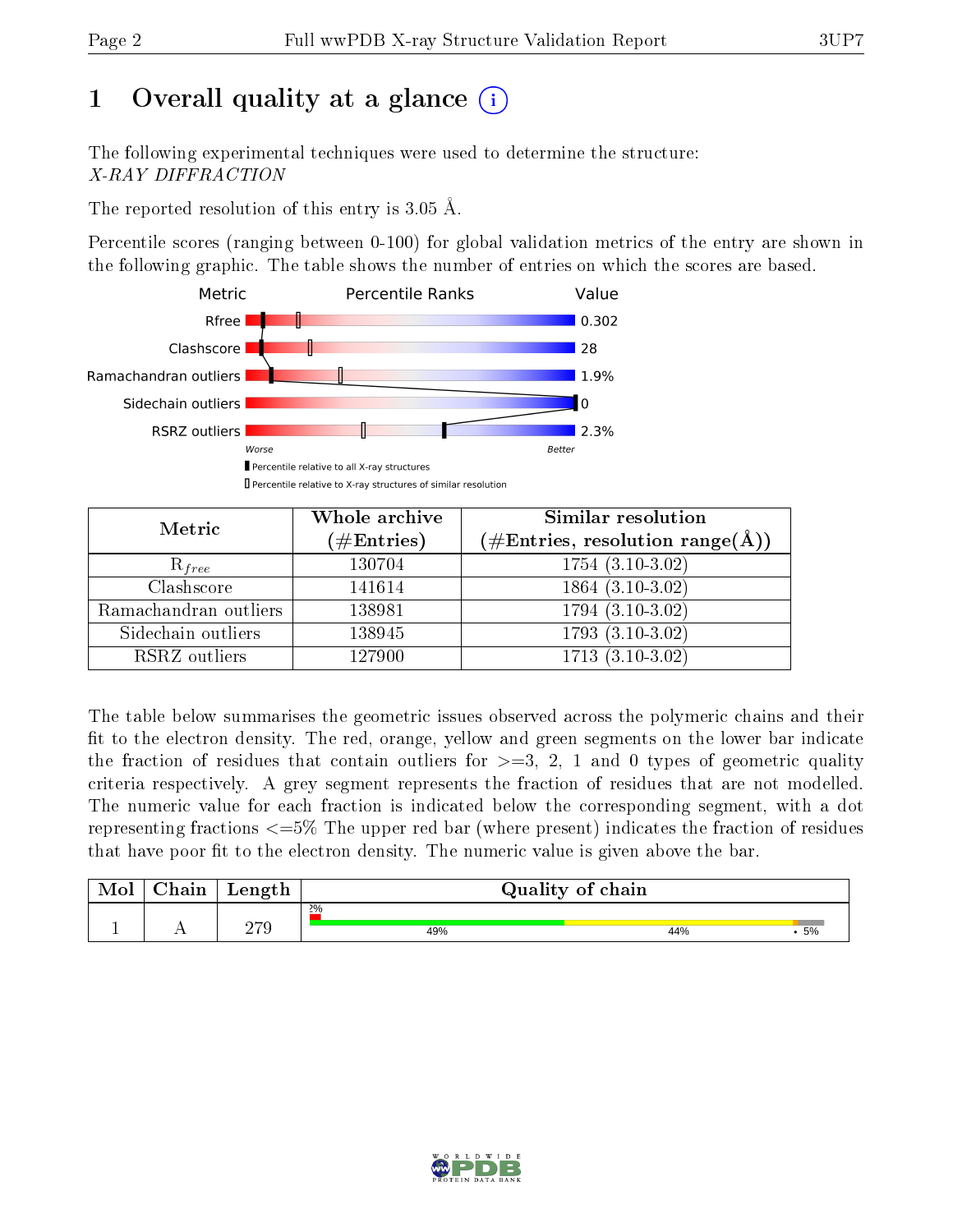# 1 Overall quality at a glance

The following experimental techniques were used to determine the structure:
*X-RAY DIFFRACTION*

The reported resolution of this entry is 3.05 Å.

Percentile scores (ranging between 0-100) for global validation metrics of the entry are shown in the following graphic. The table shows the number of entries on which the scores are based.

| Metric | Value |
|---|---|
| Rfree | 0.302 |
| Clashscore | 28 |
| Ramachandran outliers | 1.9% |
| Sidechain outliers | 0 |
| RSRZ outliers | 2.3% |

Worse — Better

Percentile relative to all X-ray structures
Percentile relative to X-ray structures of similar resolution

| Metric | Whole archive (#Entries) | Similar resolution (#Entries, resolution range(Å)) |
|---|---|---|
| $R_{free}$ | 130704 | 1754 (3.10-3.02) |
| Clashscore | 141614 | 1864 (3.10-3.02) |
| Ramachandran outliers | 138981 | 1794 (3.10-3.02) |
| Sidechain outliers | 138945 | 1793 (3.10-3.02) |
| RSRZ outliers | 127900 | 1713 (3.10-3.02) |

The table below summarises the geometric issues observed across the polymeric chains and their fit to the electron density. The red, orange, yellow and green segments on the lower bar indicate the fraction of residues that contain outliers for >=3, 2, 1 and 0 types of geometric quality criteria respectively. A grey segment represents the fraction of residues that are not modelled. The numeric value for each fraction is indicated below the corresponding segment, with a dot representing fractions <=5% The upper red bar (where present) indicates the fraction of residues that have poor fit to the electron density. The numeric value is given above the bar.

| Mol | Chain | Length | Quality of chain |
|---|---|---|---|
| 1 | A | 279 | 2% / 49% / 44% / • / 5% |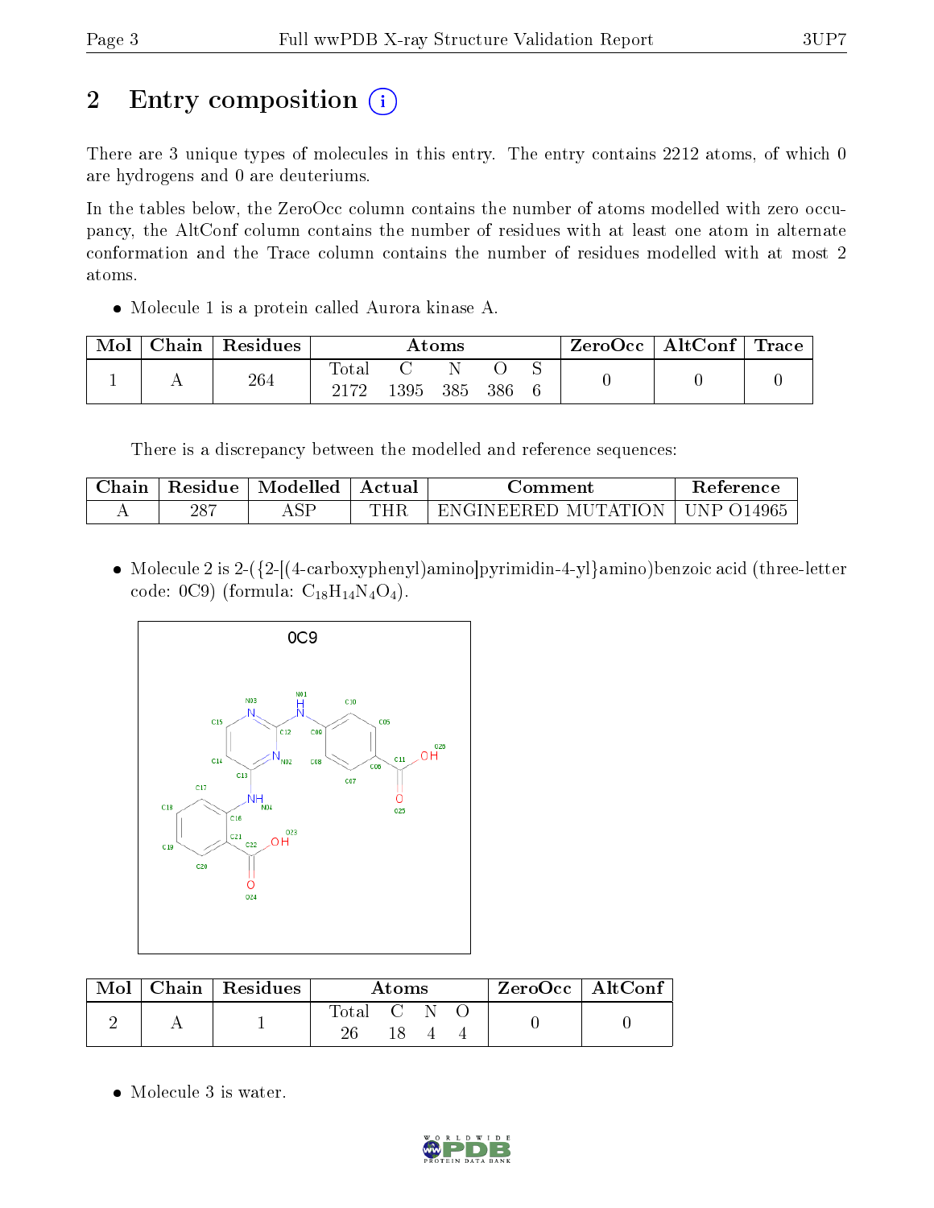# 2 Entry composition

There are 3 unique types of molecules in this entry. The entry contains 2212 atoms, of which 0 are hydrogens and 0 are deuteriums.

In the tables below, the ZeroOcc column contains the number of atoms modelled with zero occupancy, the AltConf column contains the number of residues with at least one atom in alternate conformation and the Trace column contains the number of residues modelled with at most 2 atoms.

- Molecule 1 is a protein called Aurora kinase A.

| Mol | Chain | Residues | Atoms | | | | | ZeroOcc | AltConf | Trace |
|---|---|---|---|---|---|---|---|---|---|---|
| | | | Total | C | N | O | S | | | |
| 1 | A | 264 | 2172 | 1395 | 385 | 386 | 6 | 0 | 0 | 0 |

There is a discrepancy between the modelled and reference sequences:

| Chain | Residue | Modelled | Actual | Comment | Reference |
|---|---|---|---|---|---|
| A | 287 | ASP | THR | ENGINEERED MUTATION | UNP O14965 |

- Molecule 2 is 2-({2-[(4-carboxyphenyl)amino]pyrimidin-4-yl}amino)benzoic acid (three-letter code: 0C9) (formula: $C_{18}H_{14}N_4O_4$).

| Mol | Chain | Residues | Atoms | | | | ZeroOcc | AltConf |
|---|---|---|---|---|---|---|---|---|
| | | | Total | C | N | O | | |
| 2 | A | 1 | 26 | 18 | 4 | 4 | 0 | 0 |

- Molecule 3 is water.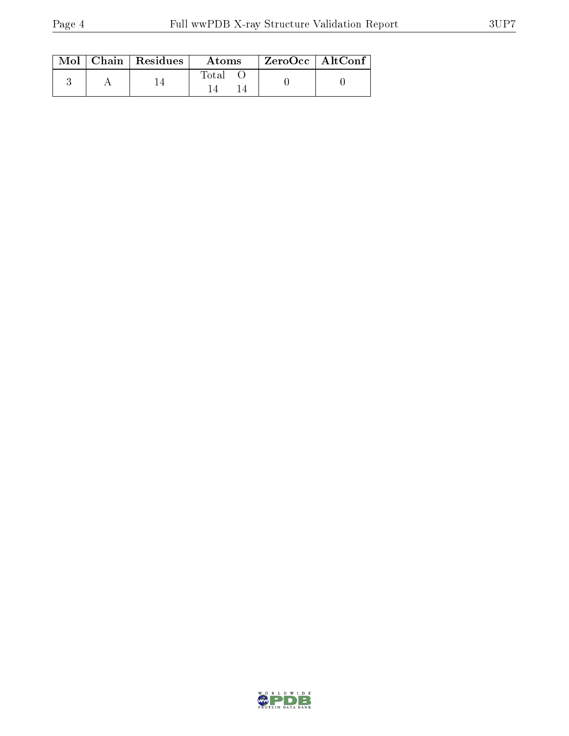| Mol | Chain | Residues | Atoms | | ZeroOcc | AltConf |
|---|---|---|---|---|---|---|
| | | | Total | O | | |
| 3 | A | 14 | 14 | 14 | 0 | 0 |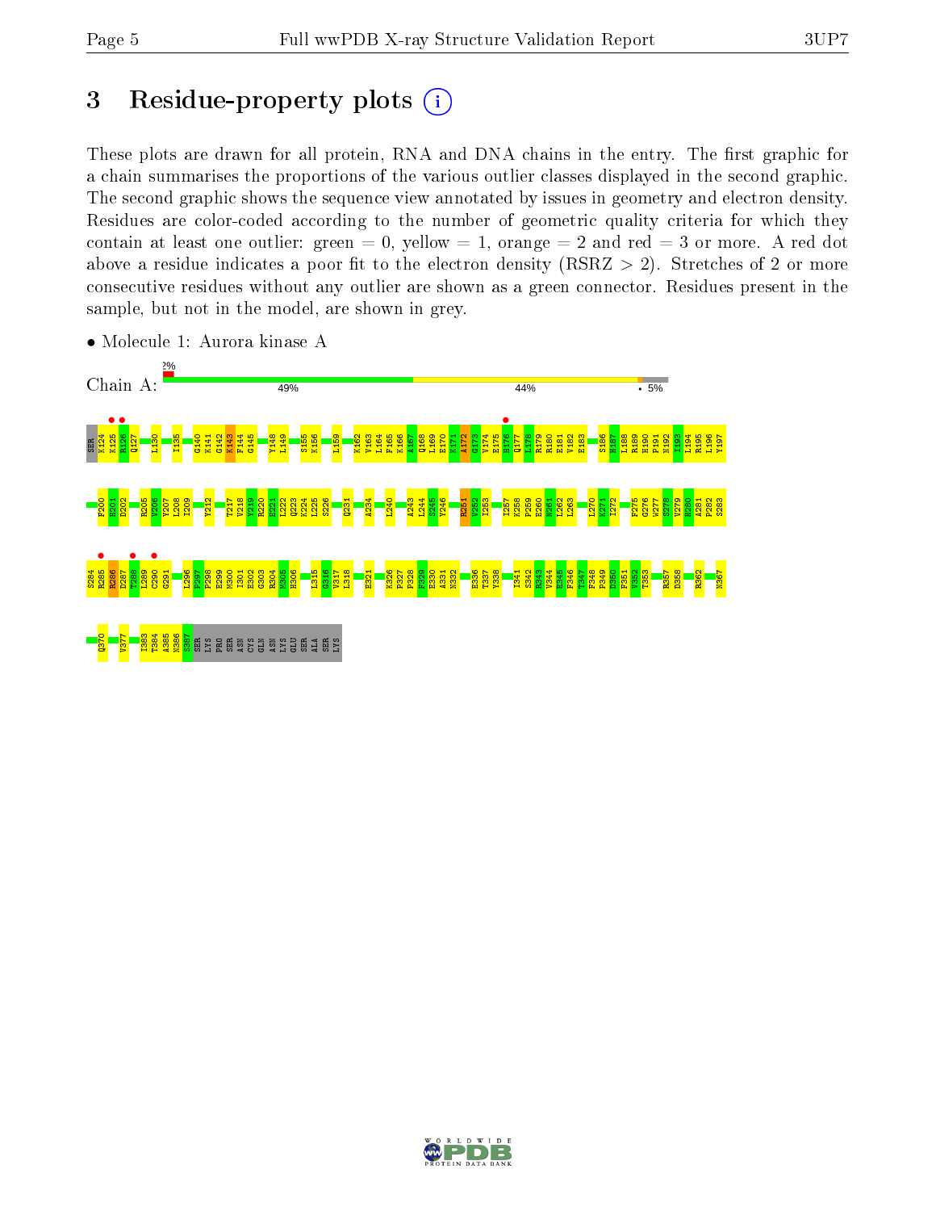# 3 Residue-property plots

These plots are drawn for all protein, RNA and DNA chains in the entry. The first graphic for a chain summarises the proportions of the various outlier classes displayed in the second graphic. The second graphic shows the sequence view annotated by issues in geometry and electron density. Residues are color-coded according to the number of geometric quality criteria for which they contain at least one outlier: green = 0, yellow = 1, orange = 2 and red = 3 or more. A red dot above a residue indicates a poor fit to the electron density (RSRZ > 2). Stretches of 2 or more consecutive residues without any outlier are shown as a green connector. Residues present in the sample, but not in the model, are shown in grey.

- Molecule 1: Aurora kinase A

Chain A: 2% | 49% | 44% | • 5%

SER K124 K125 R126 Q127 L130 I135 G140 K141 G142 K143 F144 G145 Y148 L149 S155 K156 L159 K162 V163 L164 F165 K166 A167 Q168 L169 E170 K171 A172 G173 V174 E175 H176 Q177 L178 R179 R180 E181 V182 E183 S186 H187 L188 R189 H190 P191 N192 I193 L194 R195 L196 Y197 F200 H201 D202 R205 V206 Y207 L208 I209 Y212 T217 V218 Y219 R220 E221 L222 Q223 K224 L225 S226 Q231 A234 L240 A243 L244 S245 Y246 R251 V252 I253 I257 K258 P259 E260 N261 L262 L263 L270 K271 I272 F275 G276 W277 S278 V279 H280 A281 P282 S283 S284 R285 R286 D287 T288 L289 C290 G291 L296 P297 P298 E299 M300 I301 E302 G303 R304 M305 H306 I315 G316 V317 L318 E321 K326 P327 P328 F329 E330 A331 N332 E336 T337 Y338 I341 S342 R343 V344 E345 F346 T347 F348 P349 D350 F351 V352 T353 R357 D358 R362 N367 Q370 V377 I383 T384 A385 N386 S387 SER LYS PRO SER ASN CYS GLN ASN LYS GLU SER ALA SER LYS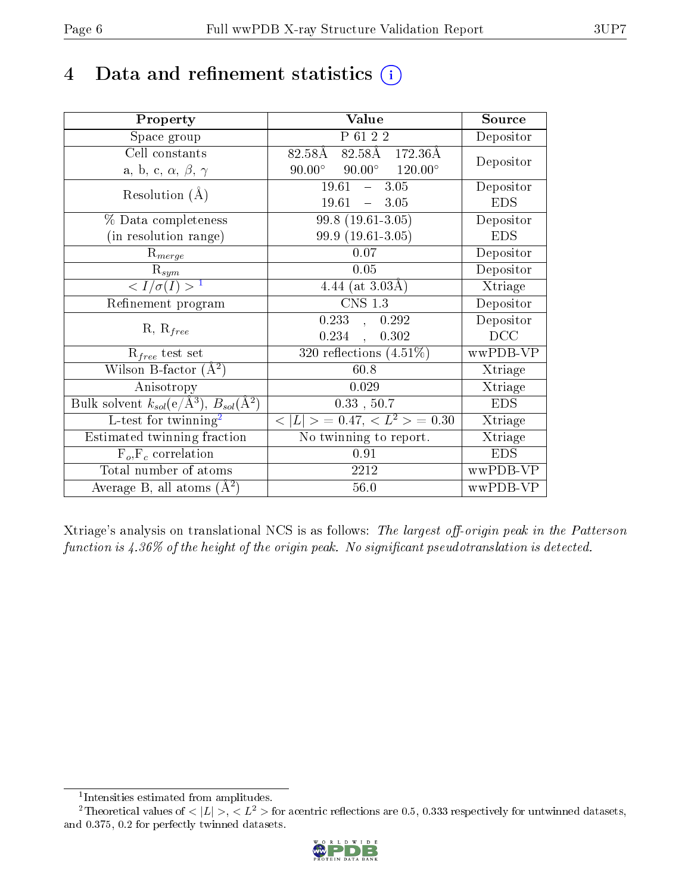# 4 Data and refinement statistics (i)

| Property | Value | Source |
|---|---|---|
| Space group | P 61 2 2 | Depositor |
| Cell constants<br>a, b, c, $\alpha$, $\beta$, $\gamma$ | 82.58Å 82.58Å 172.36Å<br>90.00° 90.00° 120.00° | Depositor |
| Resolution (Å) | 19.61 – 3.05<br>19.61 – 3.05 | Depositor<br>EDS |
| % Data completeness<br>(in resolution range) | 99.8 (19.61-3.05)<br>99.9 (19.61-3.05) | Depositor<br>EDS |
| $R_{merge}$ | 0.07 | Depositor |
| $R_{sym}$ | 0.05 | Depositor |
| $< I/\sigma(I) >$ [1] | 4.44 (at 3.03Å) | Xtriage |
| Refinement program | CNS 1.3 | Depositor |
| R, $R_{free}$ | 0.233 , 0.292<br>0.234 , 0.302 | Depositor<br>DCC |
| $R_{free}$ test set | 320 reflections (4.51%) | wwPDB-VP |
| Wilson B-factor (Å$^2$) | 60.8 | Xtriage |
| Anisotropy | 0.029 | Xtriage |
| Bulk solvent $k_{sol}$(e/Å$^3$), $B_{sol}$(Å$^2$) | 0.33 , 50.7 | EDS |
| L-test for twinning[2] | $< \|L\| >$ = 0.47, $< L^2 >$ = 0.30 | Xtriage |
| Estimated twinning fraction | No twinning to report. | Xtriage |
| $F_o$,$F_c$ correlation | 0.91 | EDS |
| Total number of atoms | 2212 | wwPDB-VP |
| Average B, all atoms (Å$^2$) | 56.0 | wwPDB-VP |

Xtriage's analysis on translational NCS is as follows: *The largest off-origin peak in the Patterson function is 4.36% of the height of the origin peak. No significant pseudotranslation is detected.*

[1] Intensities estimated from amplitudes.

[2] Theoretical values of $< |L| >$, $< L^2 >$ for acentric reflections are 0.5, 0.333 respectively for untwinned datasets, and 0.375, 0.2 for perfectly twinned datasets.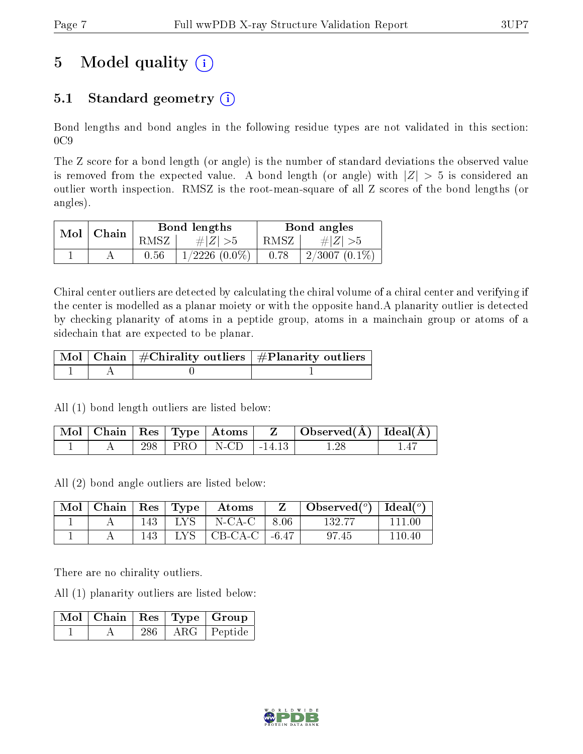# 5 Model quality

## 5.1 Standard geometry

Bond lengths and bond angles in the following residue types are not validated in this section: 0C9

The Z score for a bond length (or angle) is the number of standard deviations the observed value is removed from the expected value. A bond length (or angle) with $|Z| > 5$ is considered an outlier worth inspection. RMSZ is the root-mean-square of all Z scores of the bond lengths (or angles).

| Mol | Chain | Bond lengths | | Bond angles | |
|---|---|---|---|---|---|
| | | RMSZ | #$\|Z\|$ >5 | RMSZ | #$\|Z\|$ >5 |
| 1 | A | 0.56 | 1/2226 (0.0%) | 0.78 | 2/3007 (0.1%) |

Chiral center outliers are detected by calculating the chiral volume of a chiral center and verifying if the center is modelled as a planar moiety or with the opposite hand.A planarity outlier is detected by checking planarity of atoms in a peptide group, atoms in a mainchain group or atoms of a sidechain that are expected to be planar.

| Mol | Chain | #Chirality outliers | #Planarity outliers |
|---|---|---|---|
| 1 | A | 0 | 1 |

All (1) bond length outliers are listed below:

| Mol | Chain | Res | Type | Atoms | Z | Observed(Å) | Ideal(Å) |
|---|---|---|---|---|---|---|---|
| 1 | A | 298 | PRO | N-CD | -14.13 | 1.28 | 1.47 |

All (2) bond angle outliers are listed below:

| Mol | Chain | Res | Type | Atoms | Z | Observed(°) | Ideal(°) |
|---|---|---|---|---|---|---|---|
| 1 | A | 143 | LYS | N-CA-C | 8.06 | 132.77 | 111.00 |
| 1 | A | 143 | LYS | CB-CA-C | -6.47 | 97.45 | 110.40 |

There are no chirality outliers.

All (1) planarity outliers are listed below:

| Mol | Chain | Res | Type | Group |
|---|---|---|---|---|
| 1 | A | 286 | ARG | Peptide |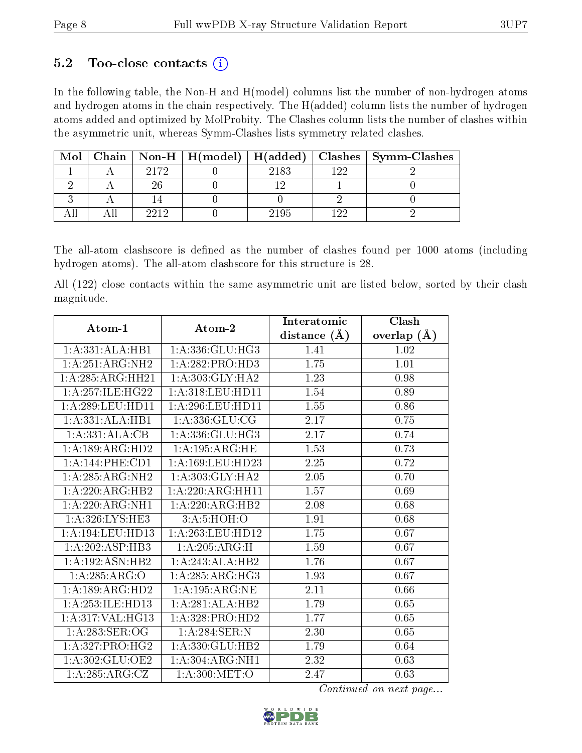### 5.2 Too-close contacts (i)

In the following table, the Non-H and H(model) columns list the number of non-hydrogen atoms and hydrogen atoms in the chain respectively. The H(added) column lists the number of hydrogen atoms added and optimized by MolProbity. The Clashes column lists the number of clashes within the asymmetric unit, whereas Symm-Clashes lists symmetry related clashes.

| Mol | Chain | Non-H | H(model) | H(added) | Clashes | Symm-Clashes |
|---|---|---|---|---|---|---|
| 1 | A | 2172 | 0 | 2183 | 122 | 2 |
| 2 | A | 26 | 0 | 12 | 1 | 0 |
| 3 | A | 14 | 0 | 0 | 2 | 0 |
| All | All | 2212 | 0 | 2195 | 122 | 2 |

The all-atom clashscore is defined as the number of clashes found per 1000 atoms (including hydrogen atoms). The all-atom clashscore for this structure is 28.

All (122) close contacts within the same asymmetric unit are listed below, sorted by their clash magnitude.

| Atom-1 | Atom-2 | Interatomic distance (Å) | Clash overlap (Å) |
|---|---|---|---|
| 1:A:331:ALA:HB1 | 1:A:336:GLU:HG3 | 1.41 | 1.02 |
| 1:A:251:ARG:NH2 | 1:A:282:PRO:HD3 | 1.75 | 1.01 |
| 1:A:285:ARG:HH21 | 1:A:303:GLY:HA2 | 1.23 | 0.98 |
| 1:A:257:ILE:HG22 | 1:A:318:LEU:HD11 | 1.54 | 0.89 |
| 1:A:289:LEU:HD11 | 1:A:296:LEU:HD11 | 1.55 | 0.86 |
| 1:A:331:ALA:HB1 | 1:A:336:GLU:CG | 2.17 | 0.75 |
| 1:A:331:ALA:CB | 1:A:336:GLU:HG3 | 2.17 | 0.74 |
| 1:A:189:ARG:HD2 | 1:A:195:ARG:HE | 1.53 | 0.73 |
| 1:A:144:PHE:CD1 | 1:A:169:LEU:HD23 | 2.25 | 0.72 |
| 1:A:285:ARG:NH2 | 1:A:303:GLY:HA2 | 2.05 | 0.70 |
| 1:A:220:ARG:HB2 | 1:A:220:ARG:HH11 | 1.57 | 0.69 |
| 1:A:220:ARG:NH1 | 1:A:220:ARG:HB2 | 2.08 | 0.68 |
| 1:A:326:LYS:HE3 | 3:A:5:HOH:O | 1.91 | 0.68 |
| 1:A:194:LEU:HD13 | 1:A:263:LEU:HD12 | 1.75 | 0.67 |
| 1:A:202:ASP:HB3 | 1:A:205:ARG:H | 1.59 | 0.67 |
| 1:A:192:ASN:HB2 | 1:A:243:ALA:HB2 | 1.76 | 0.67 |
| 1:A:285:ARG:O | 1:A:285:ARG:HG3 | 1.93 | 0.67 |
| 1:A:189:ARG:HD2 | 1:A:195:ARG:NE | 2.11 | 0.66 |
| 1:A:253:ILE:HD13 | 1:A:281:ALA:HB2 | 1.79 | 0.65 |
| 1:A:317:VAL:HG13 | 1:A:328:PRO:HD2 | 1.77 | 0.65 |
| 1:A:283:SER:OG | 1:A:284:SER:N | 2.30 | 0.65 |
| 1:A:327:PRO:HG2 | 1:A:330:GLU:HB2 | 1.79 | 0.64 |
| 1:A:302:GLU:OE2 | 1:A:304:ARG:NH1 | 2.32 | 0.63 |
| 1:A:285:ARG:CZ | 1:A:300:MET:O | 2.47 | 0.63 |

*Continued on next page...*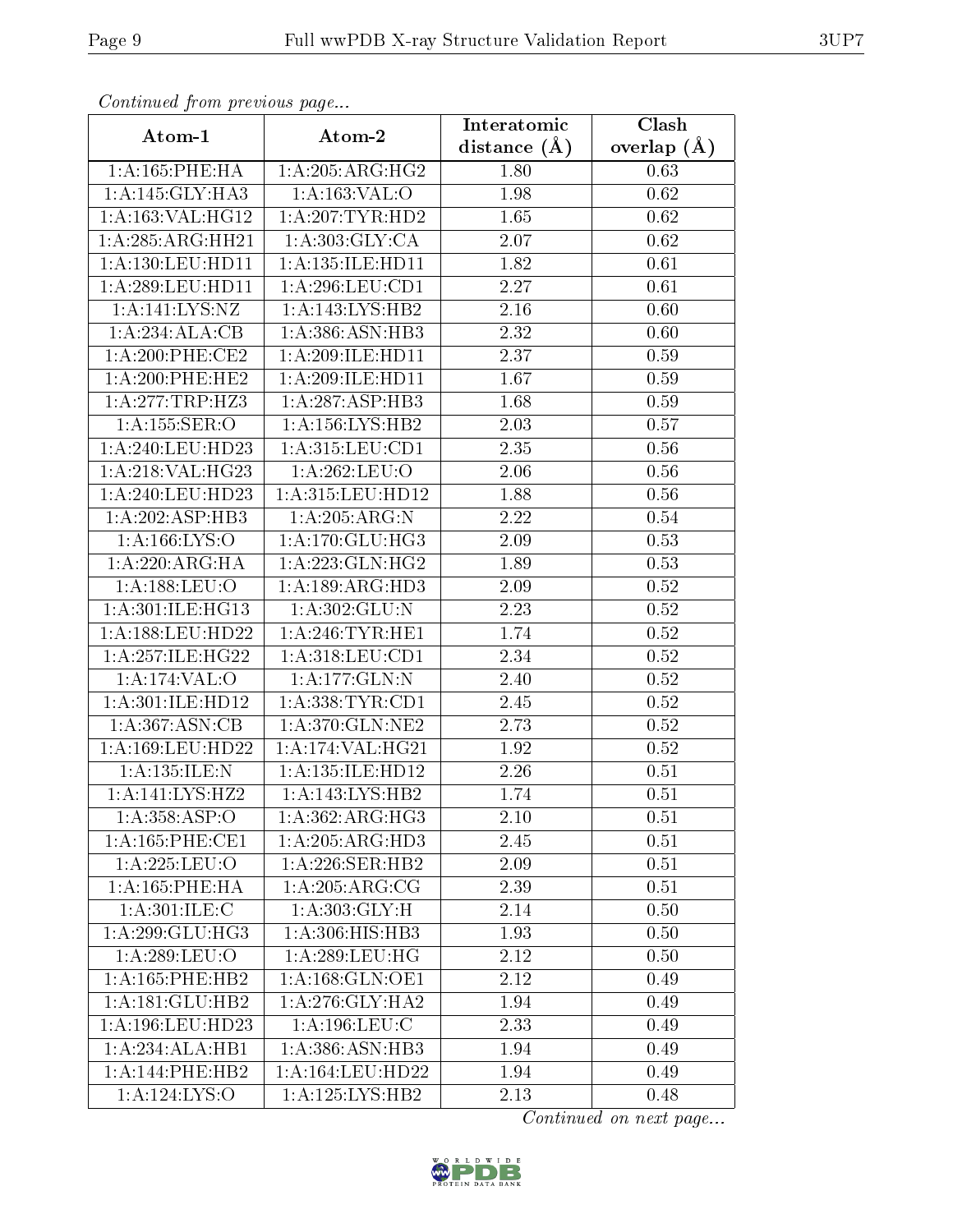*Continued from previous page...*

| Atom-1 | Atom-2 | Interatomic distance (Å) | Clash overlap (Å) |
| --- | --- | --- | --- |
| 1:A:165:PHE:HA | 1:A:205:ARG:HG2 | 1.80 | 0.63 |
| 1:A:145:GLY:HA3 | 1:A:163:VAL:O | 1.98 | 0.62 |
| 1:A:163:VAL:HG12 | 1:A:207:TYR:HD2 | 1.65 | 0.62 |
| 1:A:285:ARG:HH21 | 1:A:303:GLY:CA | 2.07 | 0.62 |
| 1:A:130:LEU:HD11 | 1:A:135:ILE:HD11 | 1.82 | 0.61 |
| 1:A:289:LEU:HD11 | 1:A:296:LEU:CD1 | 2.27 | 0.61 |
| 1:A:141:LYS:NZ | 1:A:143:LYS:HB2 | 2.16 | 0.60 |
| 1:A:234:ALA:CB | 1:A:386:ASN:HB3 | 2.32 | 0.60 |
| 1:A:200:PHE:CE2 | 1:A:209:ILE:HD11 | 2.37 | 0.59 |
| 1:A:200:PHE:HE2 | 1:A:209:ILE:HD11 | 1.67 | 0.59 |
| 1:A:277:TRP:HZ3 | 1:A:287:ASP:HB3 | 1.68 | 0.59 |
| 1:A:155:SER:O | 1:A:156:LYS:HB2 | 2.03 | 0.57 |
| 1:A:240:LEU:HD23 | 1:A:315:LEU:CD1 | 2.35 | 0.56 |
| 1:A:218:VAL:HG23 | 1:A:262:LEU:O | 2.06 | 0.56 |
| 1:A:240:LEU:HD23 | 1:A:315:LEU:HD12 | 1.88 | 0.56 |
| 1:A:202:ASP:HB3 | 1:A:205:ARG:N | 2.22 | 0.54 |
| 1:A:166:LYS:O | 1:A:170:GLU:HG3 | 2.09 | 0.53 |
| 1:A:220:ARG:HA | 1:A:223:GLN:HG2 | 1.89 | 0.53 |
| 1:A:188:LEU:O | 1:A:189:ARG:HD3 | 2.09 | 0.52 |
| 1:A:301:ILE:HG13 | 1:A:302:GLU:N | 2.23 | 0.52 |
| 1:A:188:LEU:HD22 | 1:A:246:TYR:HE1 | 1.74 | 0.52 |
| 1:A:257:ILE:HG22 | 1:A:318:LEU:CD1 | 2.34 | 0.52 |
| 1:A:174:VAL:O | 1:A:177:GLN:N | 2.40 | 0.52 |
| 1:A:301:ILE:HD12 | 1:A:338:TYR:CD1 | 2.45 | 0.52 |
| 1:A:367:ASN:CB | 1:A:370:GLN:NE2 | 2.73 | 0.52 |
| 1:A:169:LEU:HD22 | 1:A:174:VAL:HG21 | 1.92 | 0.52 |
| 1:A:135:ILE:N | 1:A:135:ILE:HD12 | 2.26 | 0.51 |
| 1:A:141:LYS:HZ2 | 1:A:143:LYS:HB2 | 1.74 | 0.51 |
| 1:A:358:ASP:O | 1:A:362:ARG:HG3 | 2.10 | 0.51 |
| 1:A:165:PHE:CE1 | 1:A:205:ARG:HD3 | 2.45 | 0.51 |
| 1:A:225:LEU:O | 1:A:226:SER:HB2 | 2.09 | 0.51 |
| 1:A:165:PHE:HA | 1:A:205:ARG:CG | 2.39 | 0.51 |
| 1:A:301:ILE:C | 1:A:303:GLY:H | 2.14 | 0.50 |
| 1:A:299:GLU:HG3 | 1:A:306:HIS:HB3 | 1.93 | 0.50 |
| 1:A:289:LEU:O | 1:A:289:LEU:HG | 2.12 | 0.50 |
| 1:A:165:PHE:HB2 | 1:A:168:GLN:OE1 | 2.12 | 0.49 |
| 1:A:181:GLU:HB2 | 1:A:276:GLY:HA2 | 1.94 | 0.49 |
| 1:A:196:LEU:HD23 | 1:A:196:LEU:C | 2.33 | 0.49 |
| 1:A:234:ALA:HB1 | 1:A:386:ASN:HB3 | 1.94 | 0.49 |
| 1:A:144:PHE:HB2 | 1:A:164:LEU:HD22 | 1.94 | 0.49 |
| 1:A:124:LYS:O | 1:A:125:LYS:HB2 | 2.13 | 0.48 |

*Continued on next page...*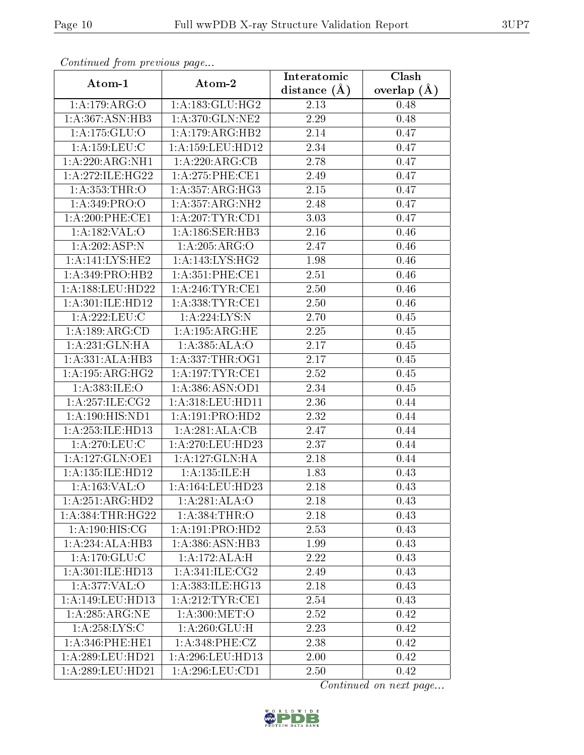*Continued from previous page...*

| Atom-1 | Atom-2 | Interatomic distance (Å) | Clash overlap (Å) |
| --- | --- | --- | --- |
| 1:A:179:ARG:O | 1:A:183:GLU:HG2 | 2.13 | 0.48 |
| 1:A:367:ASN:HB3 | 1:A:370:GLN:NE2 | 2.29 | 0.48 |
| 1:A:175:GLU:O | 1:A:179:ARG:HB2 | 2.14 | 0.47 |
| 1:A:159:LEU:C | 1:A:159:LEU:HD12 | 2.34 | 0.47 |
| 1:A:220:ARG:NH1 | 1:A:220:ARG:CB | 2.78 | 0.47 |
| 1:A:272:ILE:HG22 | 1:A:275:PHE:CE1 | 2.49 | 0.47 |
| 1:A:353:THR:O | 1:A:357:ARG:HG3 | 2.15 | 0.47 |
| 1:A:349:PRO:O | 1:A:357:ARG:NH2 | 2.48 | 0.47 |
| 1:A:200:PHE:CE1 | 1:A:207:TYR:CD1 | 3.03 | 0.47 |
| 1:A:182:VAL:O | 1:A:186:SER:HB3 | 2.16 | 0.46 |
| 1:A:202:ASP:N | 1:A:205:ARG:O | 2.47 | 0.46 |
| 1:A:141:LYS:HE2 | 1:A:143:LYS:HG2 | 1.98 | 0.46 |
| 1:A:349:PRO:HB2 | 1:A:351:PHE:CE1 | 2.51 | 0.46 |
| 1:A:188:LEU:HD22 | 1:A:246:TYR:CE1 | 2.50 | 0.46 |
| 1:A:301:ILE:HD12 | 1:A:338:TYR:CE1 | 2.50 | 0.46 |
| 1:A:222:LEU:C | 1:A:224:LYS:N | 2.70 | 0.45 |
| 1:A:189:ARG:CD | 1:A:195:ARG:HE | 2.25 | 0.45 |
| 1:A:231:GLN:HA | 1:A:385:ALA:O | 2.17 | 0.45 |
| 1:A:331:ALA:HB3 | 1:A:337:THR:OG1 | 2.17 | 0.45 |
| 1:A:195:ARG:HG2 | 1:A:197:TYR:CE1 | 2.52 | 0.45 |
| 1:A:383:ILE:O | 1:A:386:ASN:OD1 | 2.34 | 0.45 |
| 1:A:257:ILE:CG2 | 1:A:318:LEU:HD11 | 2.36 | 0.44 |
| 1:A:190:HIS:ND1 | 1:A:191:PRO:HD2 | 2.32 | 0.44 |
| 1:A:253:ILE:HD13 | 1:A:281:ALA:CB | 2.47 | 0.44 |
| 1:A:270:LEU:C | 1:A:270:LEU:HD23 | 2.37 | 0.44 |
| 1:A:127:GLN:OE1 | 1:A:127:GLN:HA | 2.18 | 0.44 |
| 1:A:135:ILE:HD12 | 1:A:135:ILE:H | 1.83 | 0.43 |
| 1:A:163:VAL:O | 1:A:164:LEU:HD23 | 2.18 | 0.43 |
| 1:A:251:ARG:HD2 | 1:A:281:ALA:O | 2.18 | 0.43 |
| 1:A:384:THR:HG22 | 1:A:384:THR:O | 2.18 | 0.43 |
| 1:A:190:HIS:CG | 1:A:191:PRO:HD2 | 2.53 | 0.43 |
| 1:A:234:ALA:HB3 | 1:A:386:ASN:HB3 | 1.99 | 0.43 |
| 1:A:170:GLU:C | 1:A:172:ALA:H | 2.22 | 0.43 |
| 1:A:301:ILE:HD13 | 1:A:341:ILE:CG2 | 2.49 | 0.43 |
| 1:A:377:VAL:O | 1:A:383:ILE:HG13 | 2.18 | 0.43 |
| 1:A:149:LEU:HD13 | 1:A:212:TYR:CE1 | 2.54 | 0.43 |
| 1:A:285:ARG:NE | 1:A:300:MET:O | 2.52 | 0.42 |
| 1:A:258:LYS:C | 1:A:260:GLU:H | 2.23 | 0.42 |
| 1:A:346:PHE:HE1 | 1:A:348:PHE:CZ | 2.38 | 0.42 |
| 1:A:289:LEU:HD21 | 1:A:296:LEU:HD13 | 2.00 | 0.42 |
| 1:A:289:LEU:HD21 | 1:A:296:LEU:CD1 | 2.50 | 0.42 |

*Continued on next page...*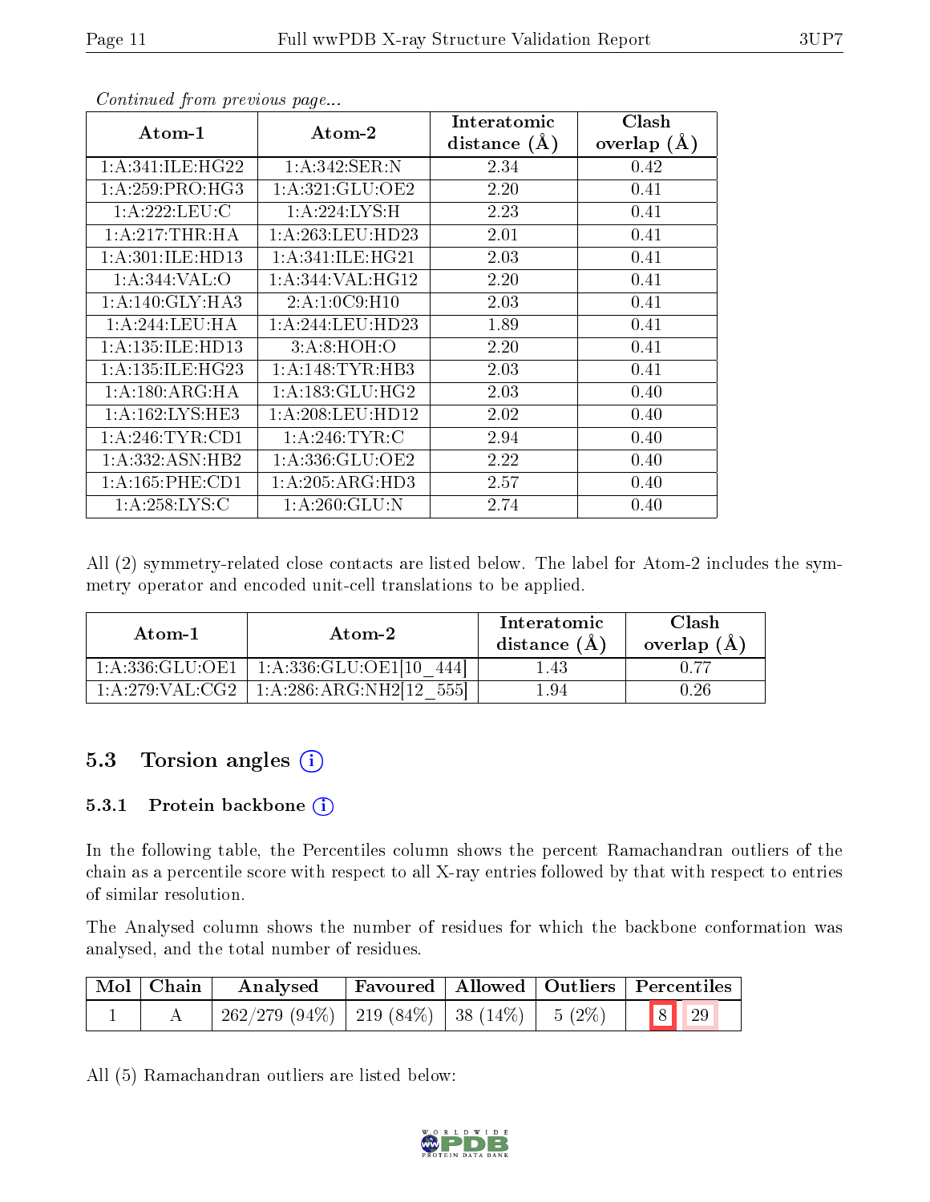*Continued from previous page...*

| Atom-1 | Atom-2 | Interatomic distance (Å) | Clash overlap (Å) |
|---|---|---|---|
| 1:A:341:ILE:HG22 | 1:A:342:SER:N | 2.34 | 0.42 |
| 1:A:259:PRO:HG3 | 1:A:321:GLU:OE2 | 2.20 | 0.41 |
| 1:A:222:LEU:C | 1:A:224:LYS:H | 2.23 | 0.41 |
| 1:A:217:THR:HA | 1:A:263:LEU:HD23 | 2.01 | 0.41 |
| 1:A:301:ILE:HD13 | 1:A:341:ILE:HG21 | 2.03 | 0.41 |
| 1:A:344:VAL:O | 1:A:344:VAL:HG12 | 2.20 | 0.41 |
| 1:A:140:GLY:HA3 | 2:A:1:0C9:H10 | 2.03 | 0.41 |
| 1:A:244:LEU:HA | 1:A:244:LEU:HD23 | 1.89 | 0.41 |
| 1:A:135:ILE:HD13 | 3:A:8:HOH:O | 2.20 | 0.41 |
| 1:A:135:ILE:HG23 | 1:A:148:TYR:HB3 | 2.03 | 0.41 |
| 1:A:180:ARG:HA | 1:A:183:GLU:HG2 | 2.03 | 0.40 |
| 1:A:162:LYS:HE3 | 1:A:208:LEU:HD12 | 2.02 | 0.40 |
| 1:A:246:TYR:CD1 | 1:A:246:TYR:C | 2.94 | 0.40 |
| 1:A:332:ASN:HB2 | 1:A:336:GLU:OE2 | 2.22 | 0.40 |
| 1:A:165:PHE:CD1 | 1:A:205:ARG:HD3 | 2.57 | 0.40 |
| 1:A:258:LYS:C | 1:A:260:GLU:N | 2.74 | 0.40 |

All (2) symmetry-related close contacts are listed below. The label for Atom-2 includes the symmetry operator and encoded unit-cell translations to be applied.

| Atom-1 | Atom-2 | Interatomic distance (Å) | Clash overlap (Å) |
|---|---|---|---|
| 1:A:336:GLU:OE1 | 1:A:336:GLU:OE1[10_444] | 1.43 | 0.77 |
| 1:A:279:VAL:CG2 | 1:A:286:ARG:NH2[12_555] | 1.94 | 0.26 |

## 5.3 Torsion angles

### 5.3.1 Protein backbone

In the following table, the Percentiles column shows the percent Ramachandran outliers of the chain as a percentile score with respect to all X-ray entries followed by that with respect to entries of similar resolution.

The Analysed column shows the number of residues for which the backbone conformation was analysed, and the total number of residues.

| Mol | Chain | Analysed | Favoured | Allowed | Outliers | Percentiles | |
|---|---|---|---|---|---|---|---|
| 1 | A | 262/279 (94%) | 219 (84%) | 38 (14%) | 5 (2%) | 8 | 29 |

All (5) Ramachandran outliers are listed below: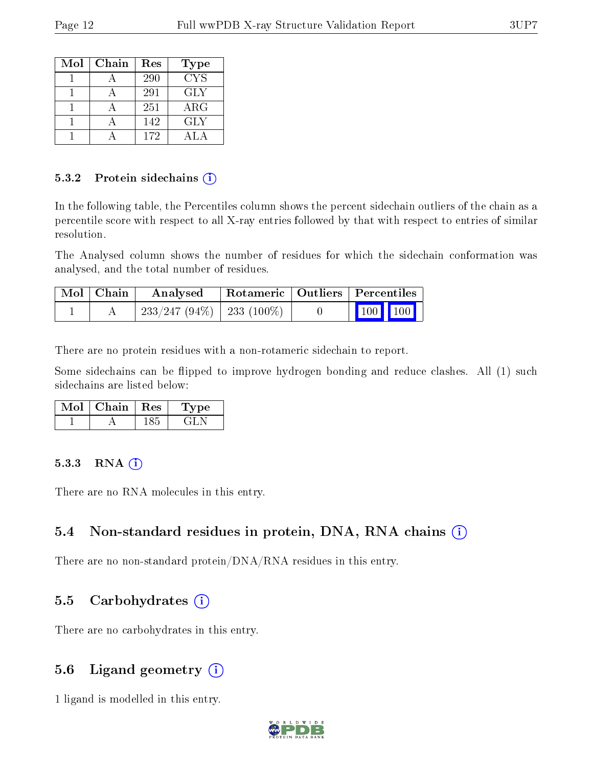| Mol | Chain | Res | Type |
|---|---|---|---|
| 1 | A | 290 | CYS |
| 1 | A | 291 | GLY |
| 1 | A | 251 | ARG |
| 1 | A | 142 | GLY |
| 1 | A | 172 | ALA |

### 5.3.2 Protein sidechains

In the following table, the Percentiles column shows the percent sidechain outliers of the chain as a percentile score with respect to all X-ray entries followed by that with respect to entries of similar resolution.

The Analysed column shows the number of residues for which the sidechain conformation was analysed, and the total number of residues.

| Mol | Chain | Analysed | Rotameric | Outliers | Percentiles | |
|---|---|---|---|---|---|---|
| 1 | A | 233/247 (94%) | 233 (100%) | 0 | 100 | 100 |

There are no protein residues with a non-rotameric sidechain to report.

Some sidechains can be flipped to improve hydrogen bonding and reduce clashes. All (1) such sidechains are listed below:

| Mol | Chain | Res | Type |
|---|---|---|---|
| 1 | A | 185 | GLN |

### 5.3.3 RNA

There are no RNA molecules in this entry.

## 5.4 Non-standard residues in protein, DNA, RNA chains

There are no non-standard protein/DNA/RNA residues in this entry.

## 5.5 Carbohydrates

There are no carbohydrates in this entry.

## 5.6 Ligand geometry

1 ligand is modelled in this entry.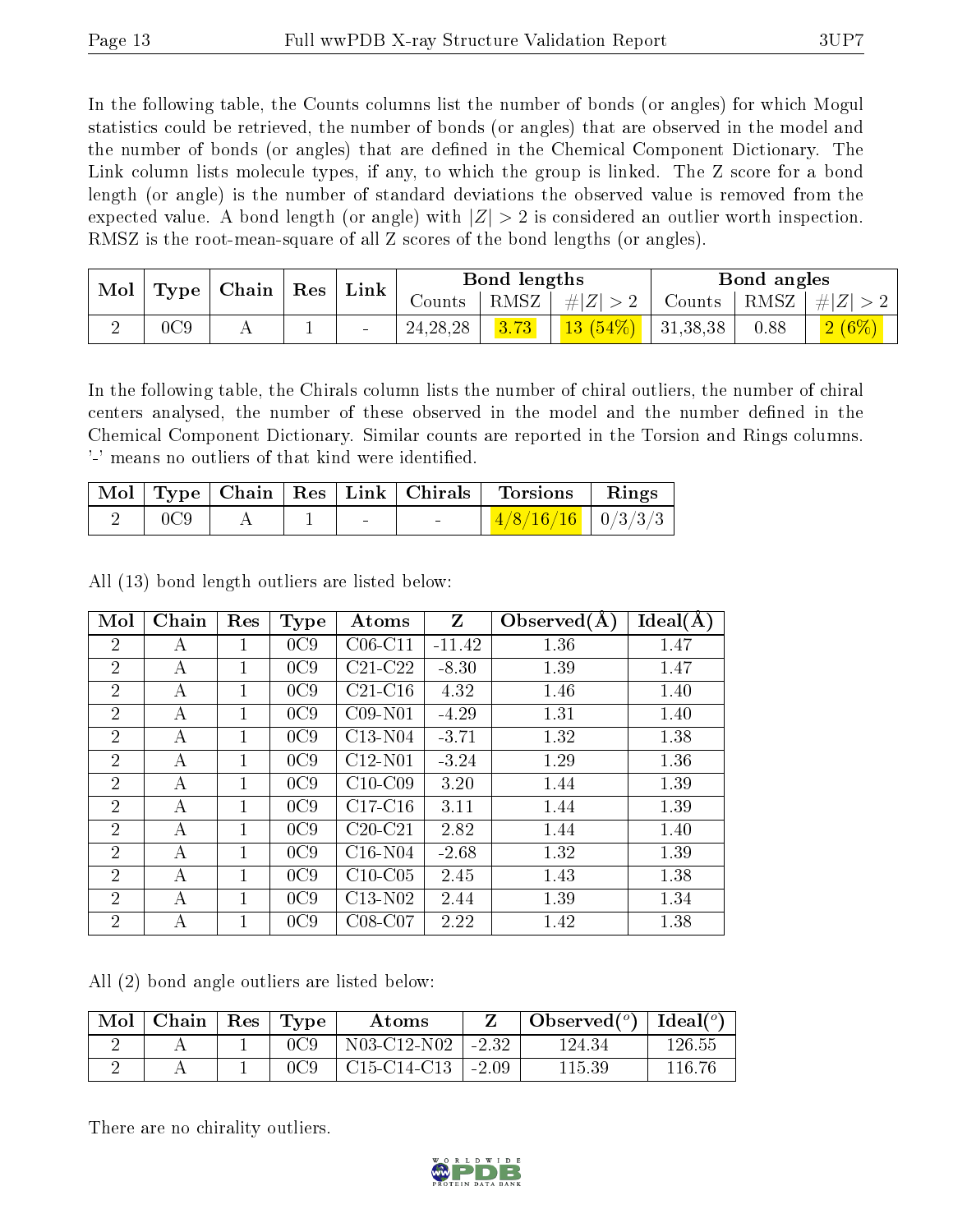In the following table, the Counts columns list the number of bonds (or angles) for which Mogul statistics could be retrieved, the number of bonds (or angles) that are observed in the model and the number of bonds (or angles) that are defined in the Chemical Component Dictionary. The Link column lists molecule types, if any, to which the group is linked. The Z score for a bond length (or angle) is the number of standard deviations the observed value is removed from the expected value. A bond length (or angle) with $|Z| > 2$ is considered an outlier worth inspection. RMSZ is the root-mean-square of all Z scores of the bond lengths (or angles).

| Mol | Type | Chain | Res | Link | Bond lengths | | | Bond angles | | |
|---|---|---|---|---|---|---|---|---|---|---|
| | | | | | Counts | RMSZ | $\#\|Z\| > 2$ | Counts | RMSZ | $\#\|Z\| > 2$ |
| 2 | 0C9 | A | 1 | - | 24,28,28 | 3.73 | 13 (54%) | 31,38,38 | 0.88 | 2 (6%) |

In the following table, the Chirals column lists the number of chiral outliers, the number of chiral centers analysed, the number of these observed in the model and the number defined in the Chemical Component Dictionary. Similar counts are reported in the Torsion and Rings columns. '-' means no outliers of that kind were identified.

| Mol | Type | Chain | Res | Link | Chirals | Torsions | Rings |
|---|---|---|---|---|---|---|---|
| 2 | 0C9 | A | 1 | - | - | 4/8/16/16 | 0/3/3/3 |

All (13) bond length outliers are listed below:

| Mol | Chain | Res | Type | Atoms | Z | Observed(Å) | Ideal(Å) |
|---|---|---|---|---|---|---|---|
| 2 | A | 1 | 0C9 | C06-C11 | -11.42 | 1.36 | 1.47 |
| 2 | A | 1 | 0C9 | C21-C22 | -8.30 | 1.39 | 1.47 |
| 2 | A | 1 | 0C9 | C21-C16 | 4.32 | 1.46 | 1.40 |
| 2 | A | 1 | 0C9 | C09-N01 | -4.29 | 1.31 | 1.40 |
| 2 | A | 1 | 0C9 | C13-N04 | -3.71 | 1.32 | 1.38 |
| 2 | A | 1 | 0C9 | C12-N01 | -3.24 | 1.29 | 1.36 |
| 2 | A | 1 | 0C9 | C10-C09 | 3.20 | 1.44 | 1.39 |
| 2 | A | 1 | 0C9 | C17-C16 | 3.11 | 1.44 | 1.39 |
| 2 | A | 1 | 0C9 | C20-C21 | 2.82 | 1.44 | 1.40 |
| 2 | A | 1 | 0C9 | C16-N04 | -2.68 | 1.32 | 1.39 |
| 2 | A | 1 | 0C9 | C10-C05 | 2.45 | 1.43 | 1.38 |
| 2 | A | 1 | 0C9 | C13-N02 | 2.44 | 1.39 | 1.34 |
| 2 | A | 1 | 0C9 | C08-C07 | 2.22 | 1.42 | 1.38 |

All (2) bond angle outliers are listed below:

| Mol | Chain | Res | Type | Atoms | Z | Observed(°) | Ideal(°) |
|---|---|---|---|---|---|---|---|
| 2 | A | 1 | 0C9 | N03-C12-N02 | -2.32 | 124.34 | 126.55 |
| 2 | A | 1 | 0C9 | C15-C14-C13 | -2.09 | 115.39 | 116.76 |

There are no chirality outliers.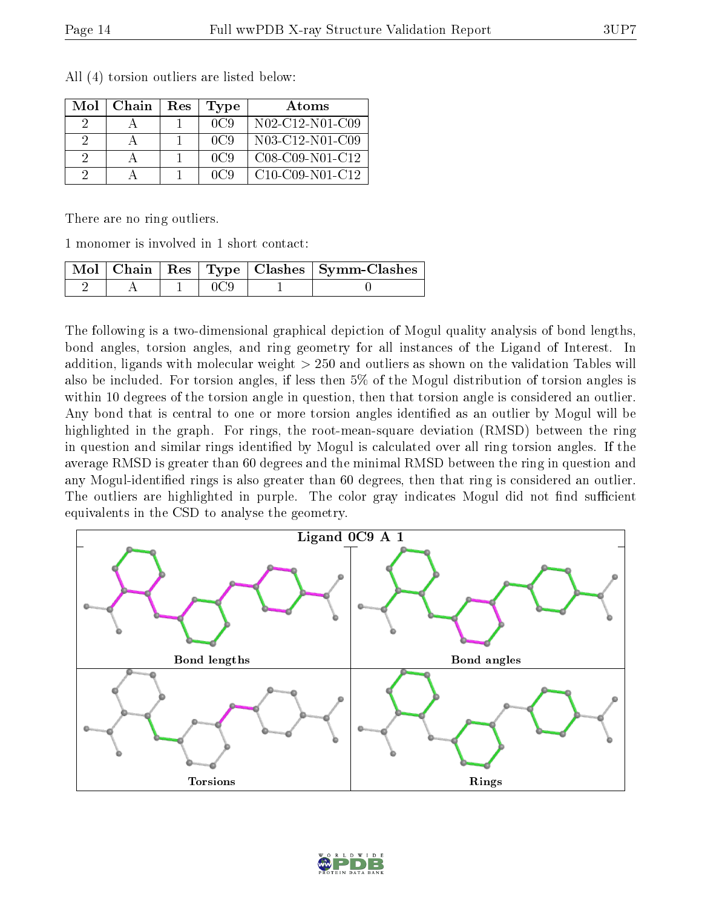All (4) torsion outliers are listed below:

| Mol | Chain | Res | Type | Atoms |
|---|---|---|---|---|
| 2 | A | 1 | 0C9 | N02-C12-N01-C09 |
| 2 | A | 1 | 0C9 | N03-C12-N01-C09 |
| 2 | A | 1 | 0C9 | C08-C09-N01-C12 |
| 2 | A | 1 | 0C9 | C10-C09-N01-C12 |

There are no ring outliers.

1 monomer is involved in 1 short contact:

| Mol | Chain | Res | Type | Clashes | Symm-Clashes |
|---|---|---|---|---|---|
| 2 | A | 1 | 0C9 | 1 | 0 |

The following is a two-dimensional graphical depiction of Mogul quality analysis of bond lengths, bond angles, torsion angles, and ring geometry for all instances of the Ligand of Interest. In addition, ligands with molecular weight > 250 and outliers as shown on the validation Tables will also be included. For torsion angles, if less then 5% of the Mogul distribution of torsion angles is within 10 degrees of the torsion angle in question, then that torsion angle is considered an outlier. Any bond that is central to one or more torsion angles identified as an outlier by Mogul will be highlighted in the graph. For rings, the root-mean-square deviation (RMSD) between the ring in question and similar rings identified by Mogul is calculated over all ring torsion angles. If the average RMSD is greater than 60 degrees and the minimal RMSD between the ring in question and any Mogul-identified rings is also greater than 60 degrees, then that ring is considered an outlier. The outliers are highlighted in purple. The color gray indicates Mogul did not find sufficient equivalents in the CSD to analyse the geometry.

**Ligand 0C9 A 1**

Bond lengths

Bond angles

Torsions

Rings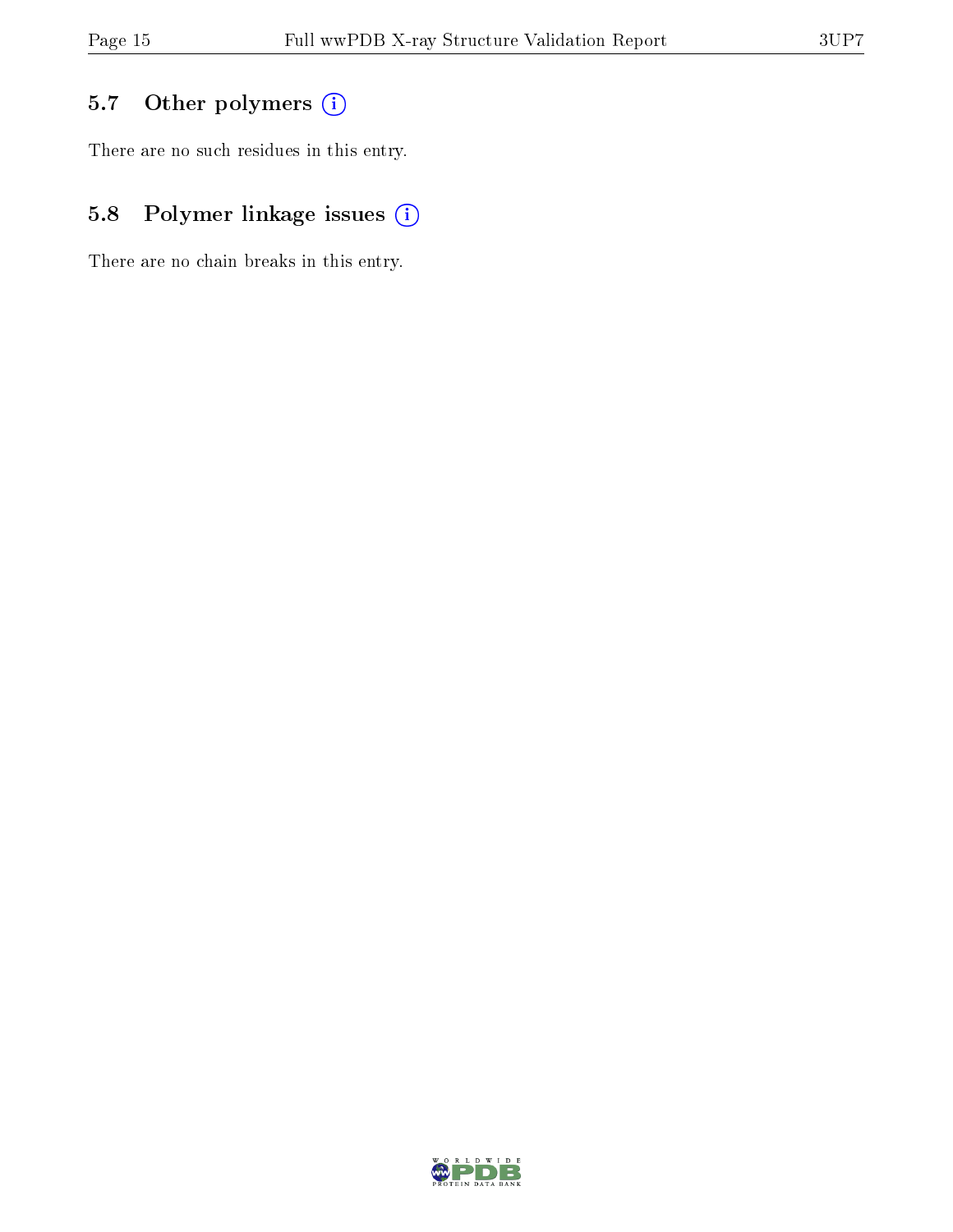### 5.7 Other polymers

There are no such residues in this entry.

### 5.8 Polymer linkage issues

There are no chain breaks in this entry.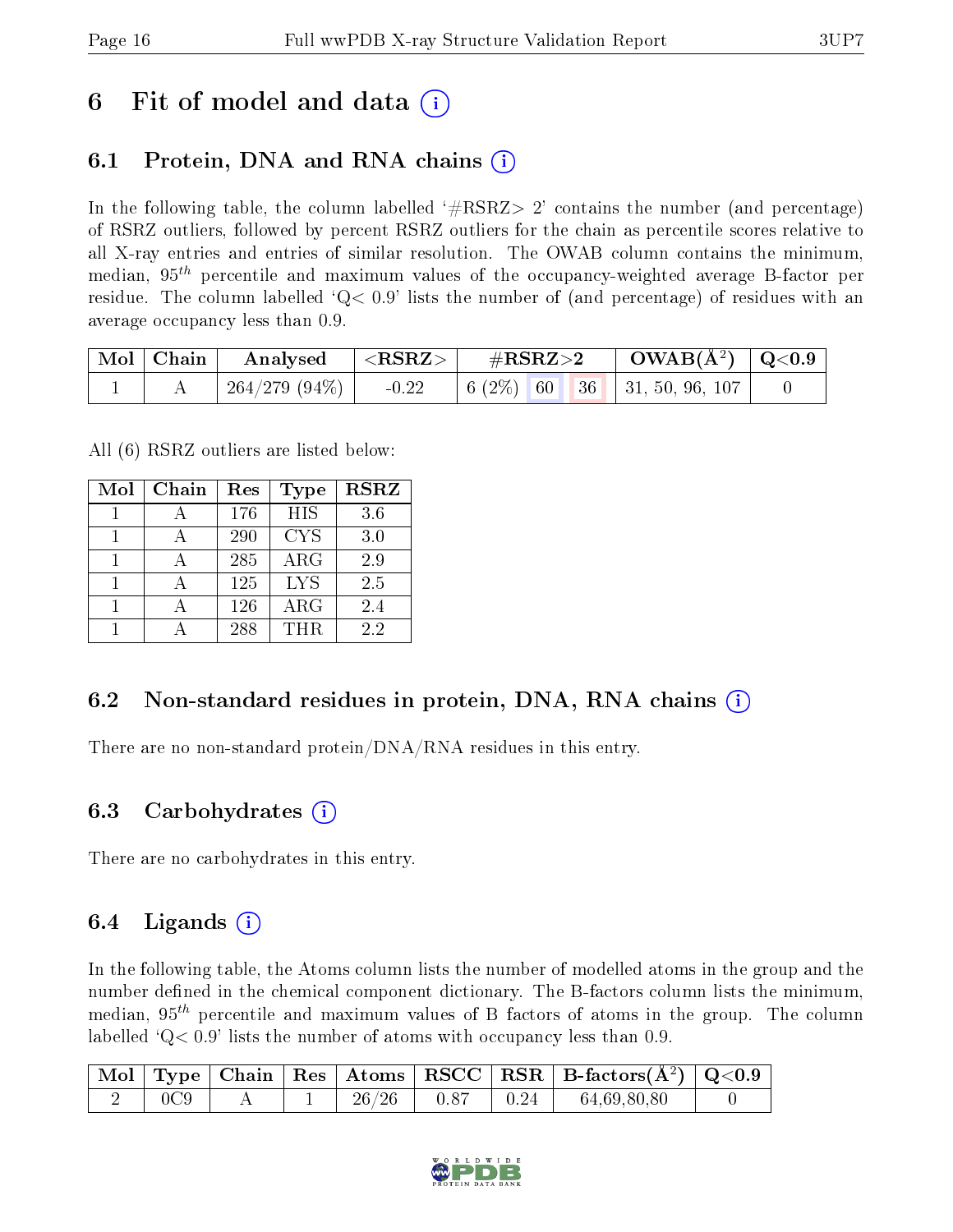# 6 Fit of model and data (i)

## 6.1 Protein, DNA and RNA chains (i)

In the following table, the column labelled '#RSRZ> 2' contains the number (and percentage) of RSRZ outliers, followed by percent RSRZ outliers for the chain as percentile scores relative to all X-ray entries and entries of similar resolution. The OWAB column contains the minimum, median, $95^{th}$ percentile and maximum values of the occupancy-weighted average B-factor per residue. The column labelled 'Q< 0.9' lists the number of (and percentage) of residues with an average occupancy less than 0.9.

| Mol | Chain | Analysed | <RSRZ> | #RSRZ>2 | | | OWAB(Å$^2$) | Q<0.9 |
|---|---|---|---|---|---|---|---|---|
| 1 | A | 264/279 (94%) | -0.22 | 6 (2%) | 60 | 36 | 31, 50, 96, 107 | 0 |

All (6) RSRZ outliers are listed below:

| Mol | Chain | Res | Type | RSRZ |
|---|---|---|---|---|
| 1 | A | 176 | HIS | 3.6 |
| 1 | A | 290 | CYS | 3.0 |
| 1 | A | 285 | ARG | 2.9 |
| 1 | A | 125 | LYS | 2.5 |
| 1 | A | 126 | ARG | 2.4 |
| 1 | A | 288 | THR | 2.2 |

## 6.2 Non-standard residues in protein, DNA, RNA chains (i)

There are no non-standard protein/DNA/RNA residues in this entry.

## 6.3 Carbohydrates (i)

There are no carbohydrates in this entry.

## 6.4 Ligands (i)

In the following table, the Atoms column lists the number of modelled atoms in the group and the number defined in the chemical component dictionary. The B-factors column lists the minimum, median, $95^{th}$ percentile and maximum values of B factors of atoms in the group. The column labelled 'Q< 0.9' lists the number of atoms with occupancy less than 0.9.

| Mol | Type | Chain | Res | Atoms | RSCC | RSR | B-factors(Å$^2$) | Q<0.9 |
|---|---|---|---|---|---|---|---|---|
| 2 | 0C9 | A | 1 | 26/26 | 0.87 | 0.24 | 64,69,80,80 | 0 |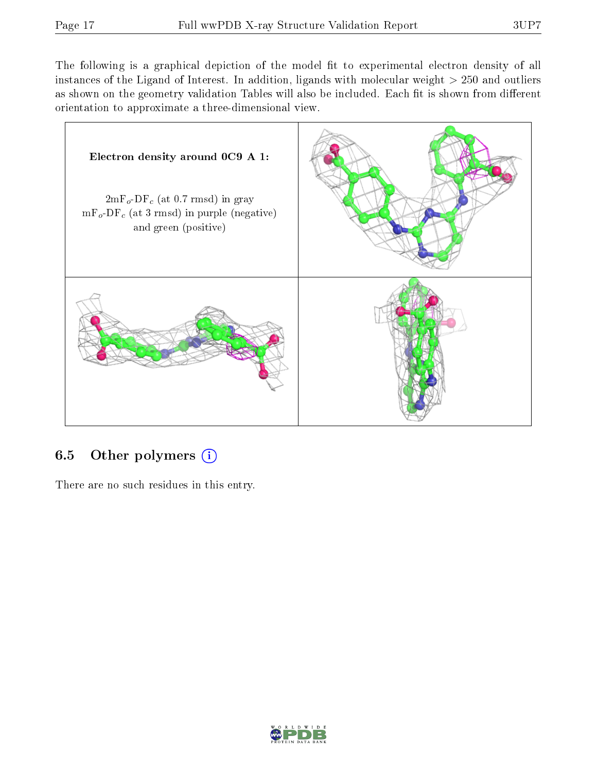The following is a graphical depiction of the model fit to experimental electron density of all instances of the Ligand of Interest. In addition, ligands with molecular weight > 250 and outliers as shown on the geometry validation Tables will also be included. Each fit is shown from different orientation to approximate a three-dimensional view.

**Electron density around 0C9 A 1:**

$2mF_o$-$DF_c$ (at 0.7 rmsd) in gray
$mF_o$-$DF_c$ (at 3 rmsd) in purple (negative) and green (positive)

### 6.5 Other polymers

There are no such residues in this entry.